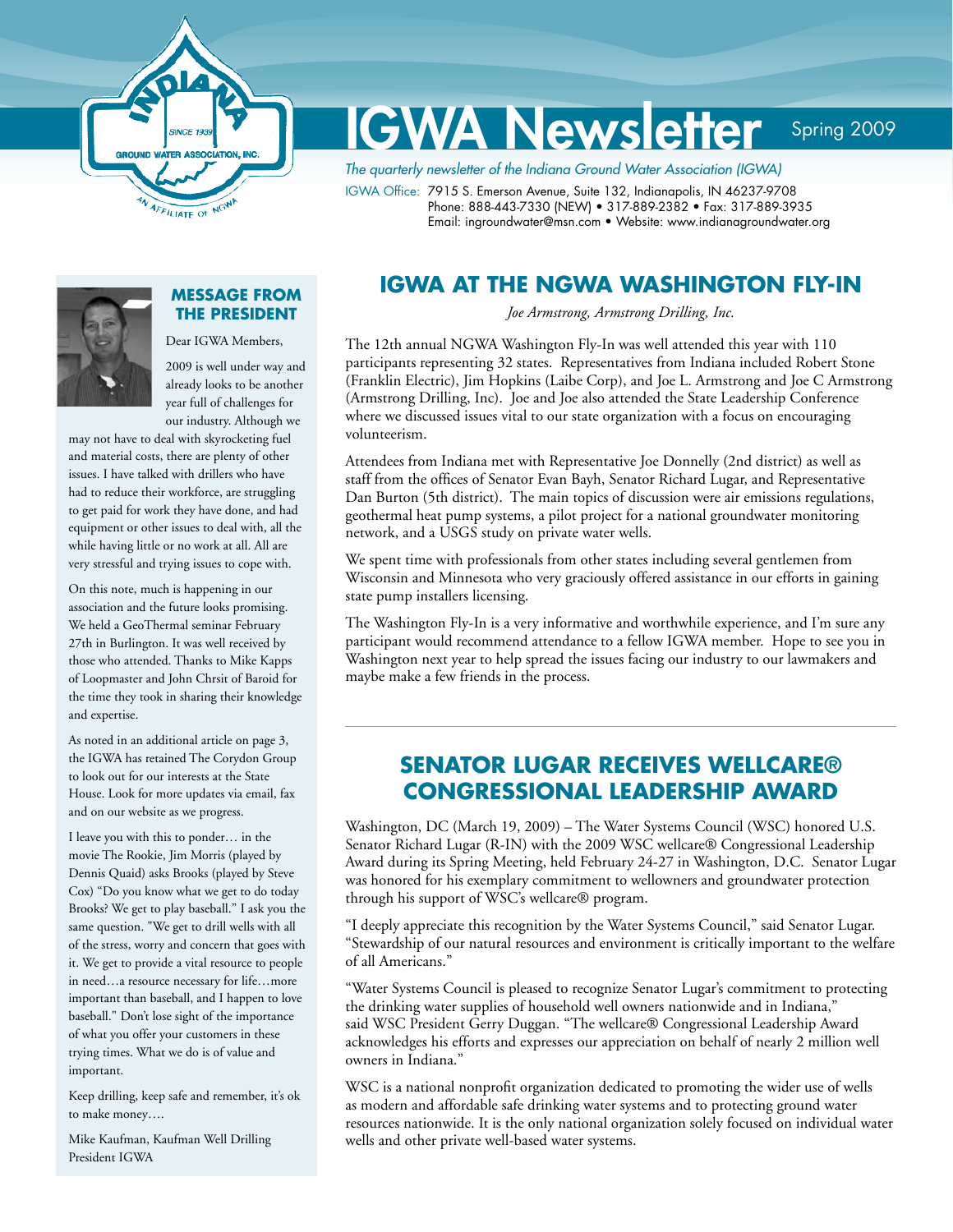# IGWA Newsletter

Spring 2009

*The quarterly newsletter of the Indiana Ground Water Association (IGWA)*

IGWA Office: 7915 S. Emerson Avenue, Suite 132, Indianapolis, IN 46237-9708
Phone: 888-443-7330 (NEW) • 317-889-2382 • Fax: 317-889-3935
Email: ingroundwater@msn.com • Website: www.indianagroundwater.org

## MESSAGE FROM THE PRESIDENT

Dear IGWA Members,

2009 is well under way and already looks to be another year full of challenges for our industry. Although we may not have to deal with skyrocketing fuel and material costs, there are plenty of other issues. I have talked with drillers who have had to reduce their workforce, are struggling to get paid for work they have done, and had equipment or other issues to deal with, all the while having little or no work at all. All are very stressful and trying issues to cope with.

On this note, much is happening in our association and the future looks promising. We held a GeoThermal seminar February 27th in Burlington. It was well received by those who attended. Thanks to Mike Kapps of Loopmaster and John Chrsit of Baroid for the time they took in sharing their knowledge and expertise.

As noted in an additional article on page 3, the IGWA has retained The Corydon Group to look out for our interests at the State House. Look for more updates via email, fax and on our website as we progress.

I leave you with this to ponder… in the movie The Rookie, Jim Morris (played by Dennis Quaid) asks Brooks (played by Steve Cox) "Do you know what we get to do today Brooks? We get to play baseball." I ask you the same question. "We get to drill wells with all of the stress, worry and concern that goes with it. We get to provide a vital resource to people in need…a resource necessary for life…more important than baseball, and I happen to love baseball." Don't lose sight of the importance of what you offer your customers in these trying times. What we do is of value and important.

Keep drilling, keep safe and remember, it's ok to make money….

Mike Kaufman, Kaufman Well Drilling
President IGWA

## IGWA AT THE NGWA WASHINGTON FLY-IN

*Joe Armstrong, Armstrong Drilling, Inc.*

The 12th annual NGWA Washington Fly-In was well attended this year with 110 participants representing 32 states. Representatives from Indiana included Robert Stone (Franklin Electric), Jim Hopkins (Laibe Corp), and Joe L. Armstrong and Joe C Armstrong (Armstrong Drilling, Inc). Joe and Joe also attended the State Leadership Conference where we discussed issues vital to our state organization with a focus on encouraging volunteerism.

Attendees from Indiana met with Representative Joe Donnelly (2nd district) as well as staff from the offices of Senator Evan Bayh, Senator Richard Lugar, and Representative Dan Burton (5th district). The main topics of discussion were air emissions regulations, geothermal heat pump systems, a pilot project for a national groundwater monitoring network, and a USGS study on private water wells.

We spent time with professionals from other states including several gentlemen from Wisconsin and Minnesota who very graciously offered assistance in our efforts in gaining state pump installers licensing.

The Washington Fly-In is a very informative and worthwhile experience, and I'm sure any participant would recommend attendance to a fellow IGWA member. Hope to see you in Washington next year to help spread the issues facing our industry to our lawmakers and maybe make a few friends in the process.

## SENATOR LUGAR RECEIVES WELLCARE® CONGRESSIONAL LEADERSHIP AWARD

Washington, DC (March 19, 2009) – The Water Systems Council (WSC) honored U.S. Senator Richard Lugar (R-IN) with the 2009 WSC wellcare® Congressional Leadership Award during its Spring Meeting, held February 24-27 in Washington, D.C. Senator Lugar was honored for his exemplary commitment to wellowners and groundwater protection through his support of WSC's wellcare® program.

"I deeply appreciate this recognition by the Water Systems Council," said Senator Lugar. "Stewardship of our natural resources and environment is critically important to the welfare of all Americans."

"Water Systems Council is pleased to recognize Senator Lugar's commitment to protecting the drinking water supplies of household well owners nationwide and in Indiana," said WSC President Gerry Duggan. "The wellcare® Congressional Leadership Award acknowledges his efforts and expresses our appreciation on behalf of nearly 2 million well owners in Indiana."

WSC is a national nonprofit organization dedicated to promoting the wider use of wells as modern and affordable safe drinking water systems and to protecting ground water resources nationwide. It is the only national organization solely focused on individual water wells and other private well-based water systems.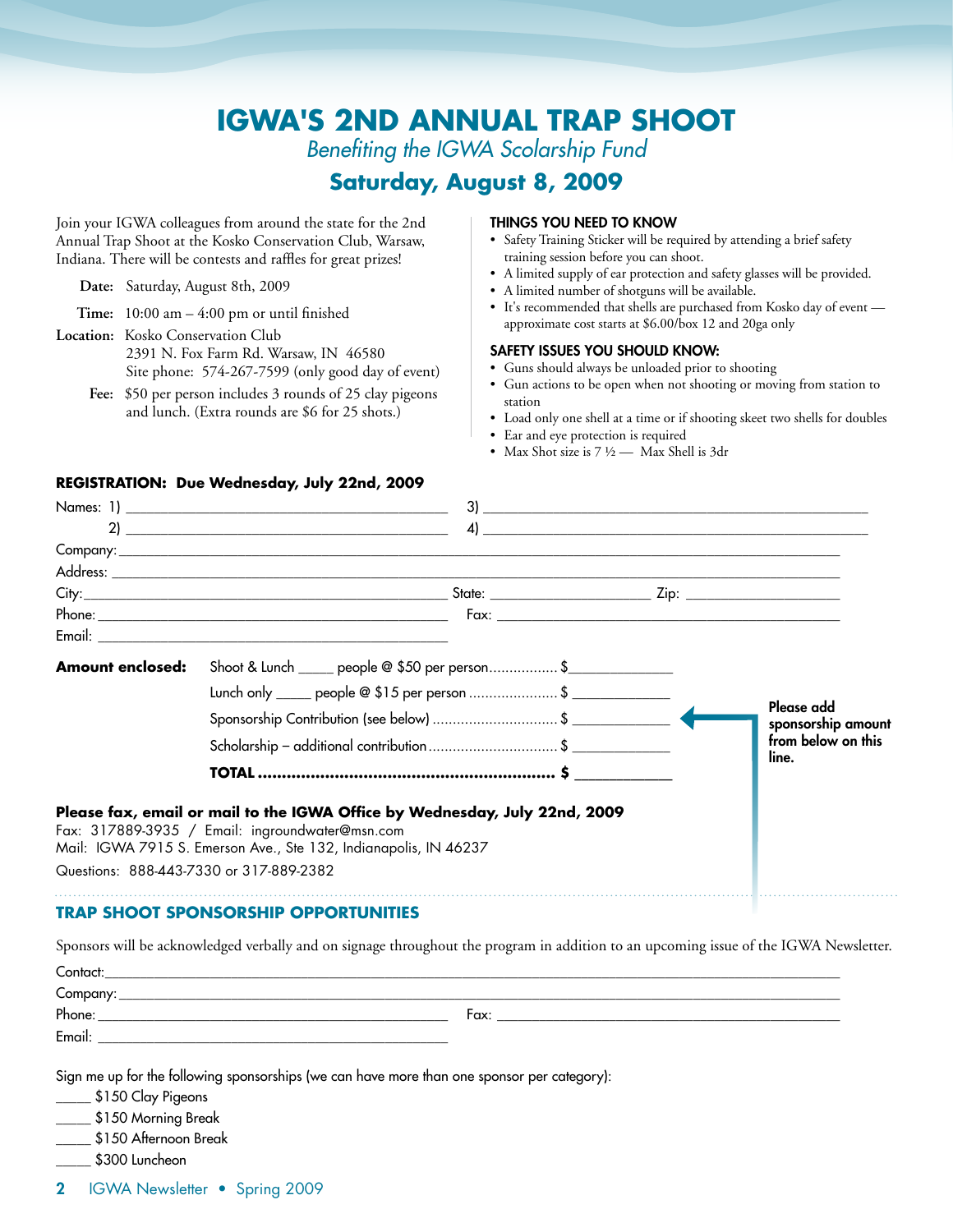# IGWA'S 2ND ANNUAL TRAP SHOOT

*Benefiting the IGWA Scolarship Fund*

## Saturday, August 8, 2009

Join your IGWA colleagues from around the state for the 2nd Annual Trap Shoot at the Kosko Conservation Club, Warsaw, Indiana. There will be contests and raffles for great prizes!

**Date:** Saturday, August 8th, 2009

**Time:** 10:00 am – 4:00 pm or until finished

**Location:** Kosko Conservation Club
2391 N. Fox Farm Rd. Warsaw, IN 46580
Site phone: 574-267-7599 (only good day of event)

**Fee:** $50 per person includes 3 rounds of 25 clay pigeons and lunch. (Extra rounds are $6 for 25 shots.)

### THINGS YOU NEED TO KNOW

- Safety Training Sticker will be required by attending a brief safety training session before you can shoot.
- A limited supply of ear protection and safety glasses will be provided.
- A limited number of shotguns will be available.
- It's recommended that shells are purchased from Kosko day of event — approximate cost starts at $6.00/box 12 and 20ga only

### SAFETY ISSUES YOU SHOULD KNOW:

- Guns should always be unloaded prior to shooting
- Gun actions to be open when not shooting or moving from station to station
- Load only one shell at a time or if shooting skeet two shells for doubles
- Ear and eye protection is required
- Max Shot size is 7 ½ — Max Shell is 3dr

### REGISTRATION: Due Wednesday, July 22nd, 2009

Names: 1) ______________________ 3) ______________________

2) ______________________ 4) ______________________

Company: ______________________

Address: ______________________

City: ______________________ State: __________ Zip: __________

Phone: ______________________ Fax: ______________________

Email: ______________________

**Amount enclosed:**

Shoot & Lunch _____ people @ $50 per person................ $______________

Lunch only _____ people @ $15 per person ..................... $ ______________

Sponsorship Contribution (see below) .............................. $ ______________

Scholarship – additional contribution............................... $ ______________

**TOTAL ............................................................. $ ______________**

**Please add sponsorship amount from below on this line.**

**Please fax, email or mail to the IGWA Office by Wednesday, July 22nd, 2009**

Fax: 317889-3935 / Email: ingroundwater@msn.com

Mail: IGWA 7915 S. Emerson Ave., Ste 132, Indianapolis, IN 46237

Questions: 888-443-7330 or 317-889-2382

### TRAP SHOOT SPONSORSHIP OPPORTUNITIES

Sponsors will be acknowledged verbally and on signage throughout the program in addition to an upcoming issue of the IGWA Newsletter.

Contact: ______________________

Company: ______________________

Phone: ______________________ Fax: ______________________

Email: ______________________

Sign me up for the following sponsorships (we can have more than one sponsor per category):

_____ $150 Clay Pigeons

_____ $150 Morning Break

_____ $150 Afternoon Break

_____ $300 Luncheon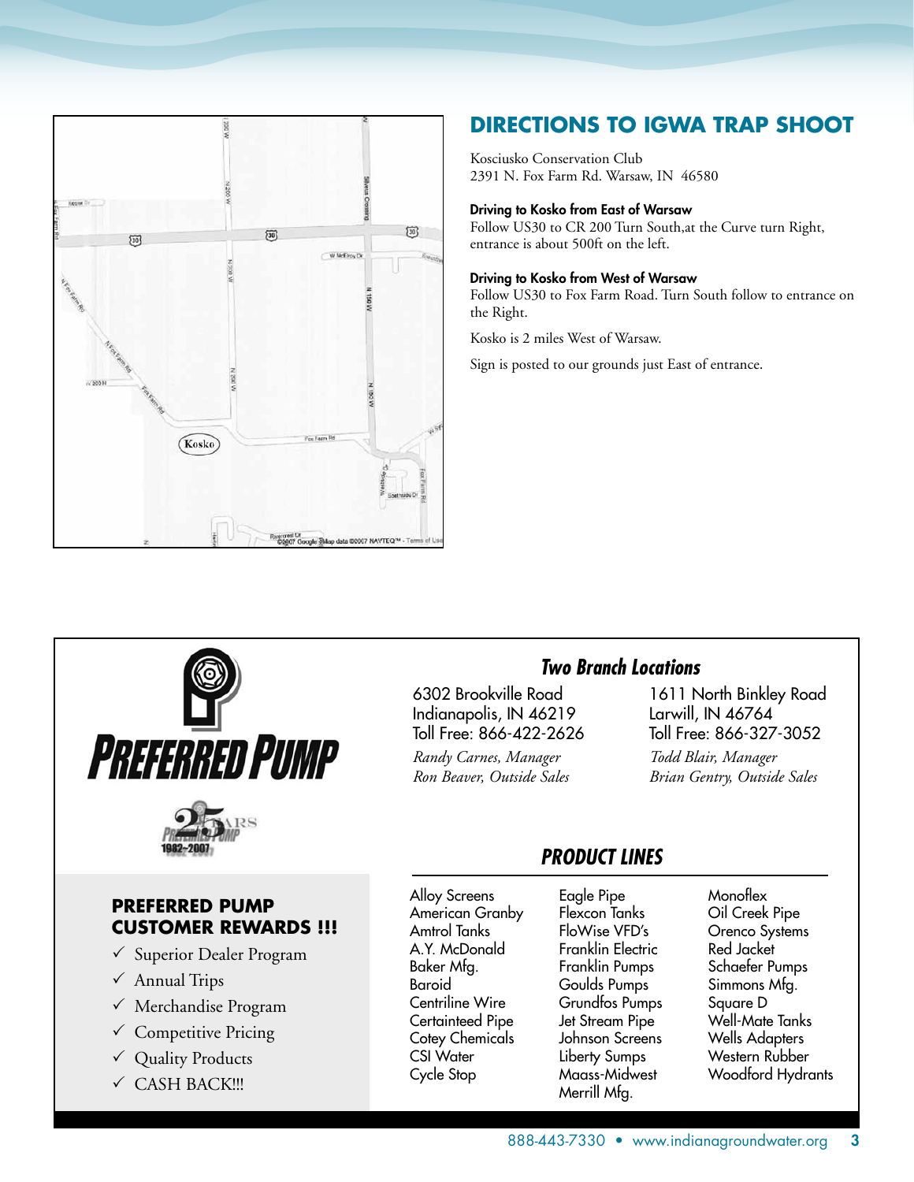## DIRECTIONS TO IGWA TRAP SHOOT

Kosciusko Conservation Club
2391 N. Fox Farm Rd. Warsaw, IN 46580

**Driving to Kosko from East of Warsaw**
Follow US30 to CR 200 Turn South,at the Curve turn Right, entrance is about 500ft on the left.

**Driving to Kosko from West of Warsaw**
Follow US30 to Fox Farm Road. Turn South follow to entrance on the Right.

Kosko is 2 miles West of Warsaw.

Sign is posted to our grounds just East of entrance.

---

# PREFERRED PUMP

25 YEARS 1982–2007

### Two Branch Locations

6302 Brookville Road
Indianapolis, IN 46219
Toll Free: 866-422-2626
*Randy Carnes, Manager*
*Ron Beaver, Outside Sales*

1611 North Binkley Road
Larwill, IN 46764
Toll Free: 866-327-3052
*Todd Blair, Manager*
*Brian Gentry, Outside Sales*

### PREFERRED PUMP CUSTOMER REWARDS !!!

- ✓ Superior Dealer Program
- ✓ Annual Trips
- ✓ Merchandise Program
- ✓ Competitive Pricing
- ✓ Quality Products
- ✓ CASH BACK!!!

### PRODUCT LINES

Alloy Screens
American Granby
Amtrol Tanks
A.Y. McDonald
Baker Mfg.
Baroid
Centriline Wire
Certainteed Pipe
Cotey Chemicals
CSI Water
Cycle Stop
Eagle Pipe
Flexcon Tanks
FloWise VFD's
Franklin Electric
Franklin Pumps
Goulds Pumps
Grundfos Pumps
Jet Stream Pipe
Johnson Screens
Liberty Sumps
Maass-Midwest
Merrill Mfg.
Monoflex
Oil Creek Pipe
Orenco Systems
Red Jacket
Schaefer Pumps
Simmons Mfg.
Square D
Well-Mate Tanks
Wells Adapters
Western Rubber
Woodford Hydrants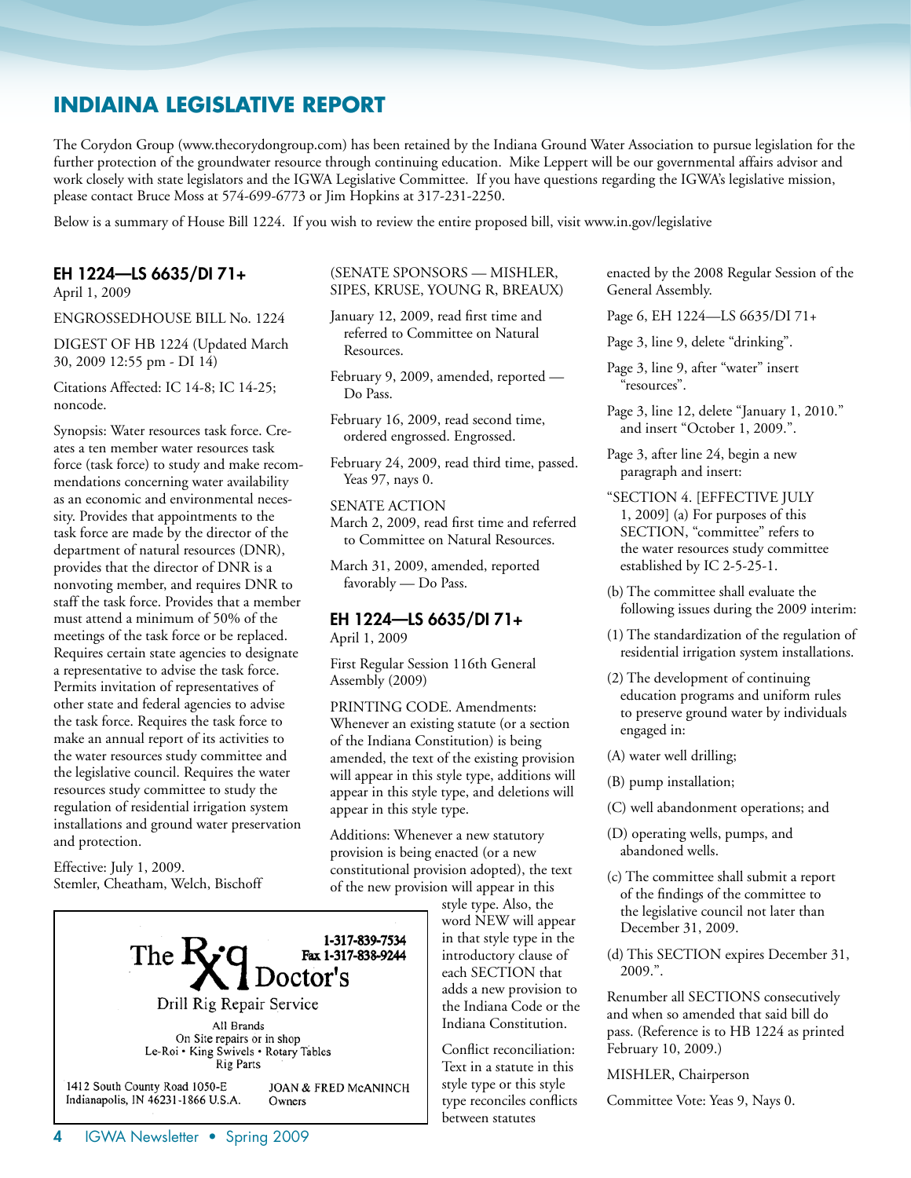# INDIAINA LEGISLATIVE REPORT

The Corydon Group (www.thecorydongroup.com) has been retained by the Indiana Ground Water Association to pursue legislation for the further protection of the groundwater resource through continuing education. Mike Leppert will be our governmental affairs advisor and work closely with state legislators and the IGWA Legislative Committee. If you have questions regarding the IGWA's legislative mission, please contact Bruce Moss at 574-699-6773 or Jim Hopkins at 317-231-2250.

Below is a summary of House Bill 1224. If you wish to review the entire proposed bill, visit www.in.gov/legislative

## EH 1224—LS 6635/DI 71+

April 1, 2009

ENGROSSEDHOUSE BILL No. 1224

DIGEST OF HB 1224 (Updated March 30, 2009 12:55 pm - DI 14)

Citations Affected: IC 14-8; IC 14-25; noncode.

Synopsis: Water resources task force. Creates a ten member water resources task force (task force) to study and make recommendations concerning water availability as an economic and environmental necessity. Provides that appointments to the task force are made by the director of the department of natural resources (DNR), provides that the director of DNR is a nonvoting member, and requires DNR to staff the task force. Provides that a member must attend a minimum of 50% of the meetings of the task force or be replaced. Requires certain state agencies to designate a representative to advise the task force. Permits invitation of representatives of other state and federal agencies to advise the task force. Requires the task force to make an annual report of its activities to the water resources study committee and the legislative council. Requires the water resources study committee to study the regulation of residential irrigation system installations and ground water preservation and protection.

Effective: July 1, 2009.
Stemler, Cheatham, Welch, Bischoff

(SENATE SPONSORS — MISHLER, SIPES, KRUSE, YOUNG R, BREAUX)

January 12, 2009, read first time and referred to Committee on Natural Resources.

February 9, 2009, amended, reported — Do Pass.

February 16, 2009, read second time, ordered engrossed. Engrossed.

February 24, 2009, read third time, passed. Yeas 97, nays 0.

SENATE ACTION
March 2, 2009, read first time and referred to Committee on Natural Resources.

March 31, 2009, amended, reported favorably — Do Pass.

## EH 1224—LS 6635/DI 71+

April 1, 2009

First Regular Session 116th General Assembly (2009)

PRINTING CODE. Amendments: Whenever an existing statute (or a section of the Indiana Constitution) is being amended, the text of the existing provision will appear in this style type, additions will appear in this style type, and deletions will appear in this style type.

Additions: Whenever a new statutory provision is being enacted (or a new constitutional provision adopted), the text of the new provision will appear in this style type. Also, the word NEW will appear in that style type in the introductory clause of each SECTION that adds a new provision to the Indiana Code or the Indiana Constitution.

Conflict reconciliation: Text in a statute in this style type or this style type reconciles conflicts between statutes enacted by the 2008 Regular Session of the General Assembly.

Page 6, EH 1224—LS 6635/DI 71+

Page 3, line 9, delete "drinking".

Page 3, line 9, after "water" insert "resources".

Page 3, line 12, delete "January 1, 2010." and insert "October 1, 2009.".

Page 3, after line 24, begin a new paragraph and insert:

"SECTION 4. [EFFECTIVE JULY 1, 2009] (a) For purposes of this SECTION, "committee" refers to the water resources study committee established by IC 2-5-25-1.

(b) The committee shall evaluate the following issues during the 2009 interim:

(1) The standardization of the regulation of residential irrigation system installations.

(2) The development of continuing education programs and uniform rules to preserve ground water by individuals engaged in:

(A) water well drilling;

(B) pump installation;

(C) well abandonment operations; and

(D) operating wells, pumps, and abandoned wells.

(c) The committee shall submit a report of the findings of the committee to the legislative council not later than December 31, 2009.

(d) This SECTION expires December 31, 2009.".

Renumber all SECTIONS consecutively and when so amended that said bill do pass. (Reference is to HB 1224 as printed February 10, 2009.)

MISHLER, Chairperson

Committee Vote: Yeas 9, Nays 0.

---

The Rig Doctor's
Drill Rig Repair Service

1-317-839-7534
Fax 1-317-838-9244

All Brands
On Site repairs or in shop
Le-Roi • King Swivels • Rotary Tables
Rig Parts

1412 South County Road 1050-E
Indianapolis, IN 46231-1866 U.S.A.

JOAN & FRED McANINCH
Owners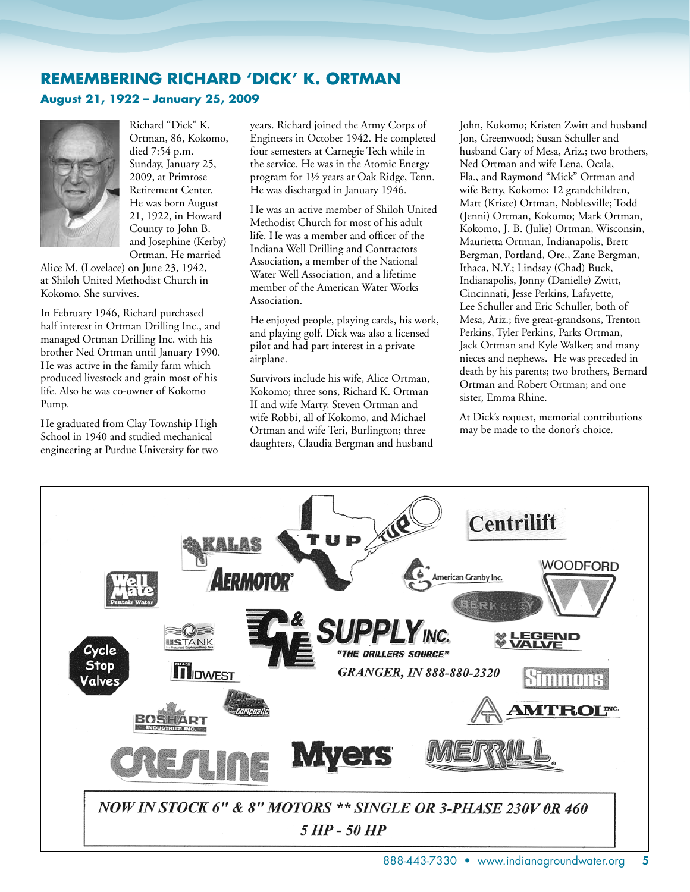## REMEMBERING RICHARD 'DICK' K. ORTMAN

**August 21, 1922 – January 25, 2009**

Richard "Dick" K. Ortman, 86, Kokomo, died 7:54 p.m. Sunday, January 25, 2009, at Primrose Retirement Center. He was born August 21, 1922, in Howard County to John B. and Josephine (Kerby) Ortman. He married Alice M. (Lovelace) on June 23, 1942, at Shiloh United Methodist Church in Kokomo. She survives.

In February 1946, Richard purchased half interest in Ortman Drilling Inc., and managed Ortman Drilling Inc. with his brother Ned Ortman until January 1990. He was active in the family farm which produced livestock and grain most of his life. Also he was co-owner of Kokomo Pump.

He graduated from Clay Township High School in 1940 and studied mechanical engineering at Purdue University for two years. Richard joined the Army Corps of Engineers in October 1942. He completed four semesters at Carnegie Tech while in the service. He was in the Atomic Energy program for 1½ years at Oak Ridge, Tenn. He was discharged in January 1946.

He was an active member of Shiloh United Methodist Church for most of his adult life. He was a member and officer of the Indiana Well Drilling and Contractors Association, a member of the National Water Well Association, and a lifetime member of the American Water Works Association.

He enjoyed people, playing cards, his work, and playing golf. Dick was also a licensed pilot and had part interest in a private airplane.

Survivors include his wife, Alice Ortman, Kokomo; three sons, Richard K. Ortman II and wife Marty, Steven Ortman and wife Robbi, all of Kokomo, and Michael Ortman and wife Teri, Burlington; three daughters, Claudia Bergman and husband John, Kokomo; Kristen Zwitt and husband Jon, Greenwood; Susan Schuller and husband Gary of Mesa, Ariz.; two brothers, Ned Ortman and wife Lena, Ocala, Fla., and Raymond "Mick" Ortman and wife Betty, Kokomo; 12 grandchildren, Matt (Kriste) Ortman, Noblesville; Todd (Jenni) Ortman, Kokomo; Mark Ortman, Kokomo, J. B. (Julie) Ortman, Wisconsin, Maurietta Ortman, Indianapolis, Brett Bergman, Portland, Ore., Zane Bergman, Ithaca, N.Y.; Lindsay (Chad) Buck, Indianapolis, Jonny (Danielle) Zwitt, Cincinnati, Jesse Perkins, Lafayette, Lee Schuller and Eric Schuller, both of Mesa, Ariz.; five great-grandsons, Trenton Perkins, Tyler Perkins, Parks Ortman, Jack Ortman and Kyle Walker; and many nieces and nephews. He was preceded in death by his parents; two brothers, Bernard Ortman and Robert Ortman; and one sister, Emma Rhine.

At Dick's request, memorial contributions may be made to the donor's choice.

---

KALAS · TUP · Centrilift · Well Mate · AERMOTOR · American Granby Inc. · WOODFORD · BERKELEY · US TANK · Cycle Stop Valves · MIDWEST · LEGEND VALVE · Simmons · BOSHART INDUSTRIES INC. · AMTROL INC. · CRESLINE · Myers · MERRILL

**C & N SUPPLY INC.**

*"THE DRILLERS SOURCE"*

*GRANGER, IN 888-880-2320*

*NOW IN STOCK 6" & 8" MOTORS ** SINGLE OR 3-PHASE 230V 0R 460*

*5 HP - 50 HP*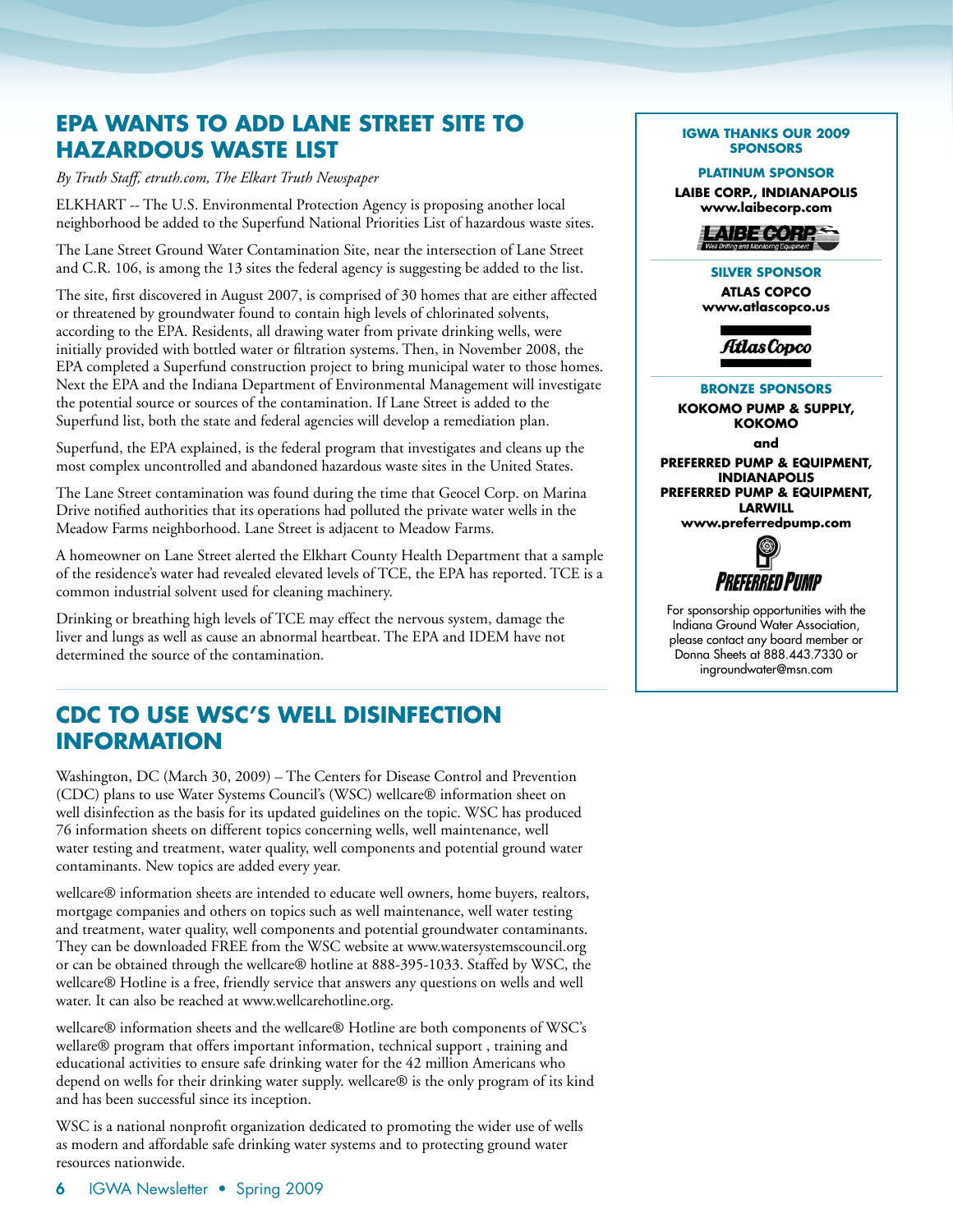## EPA WANTS TO ADD LANE STREET SITE TO HAZARDOUS WASTE LIST

*By Truth Staff, etruth.com, The Elkart Truth Newspaper*

ELKHART -- The U.S. Environmental Protection Agency is proposing another local neighborhood be added to the Superfund National Priorities List of hazardous waste sites.

The Lane Street Ground Water Contamination Site, near the intersection of Lane Street and C.R. 106, is among the 13 sites the federal agency is suggesting be added to the list.

The site, first discovered in August 2007, is comprised of 30 homes that are either affected or threatened by groundwater found to contain high levels of chlorinated solvents, according to the EPA. Residents, all drawing water from private drinking wells, were initially provided with bottled water or filtration systems. Then, in November 2008, the EPA completed a Superfund construction project to bring municipal water to those homes. Next the EPA and the Indiana Department of Environmental Management will investigate the potential source or sources of the contamination. If Lane Street is added to the Superfund list, both the state and federal agencies will develop a remediation plan.

Superfund, the EPA explained, is the federal program that investigates and cleans up the most complex uncontrolled and abandoned hazardous waste sites in the United States.

The Lane Street contamination was found during the time that Geocel Corp. on Marina Drive notified authorities that its operations had polluted the private water wells in the Meadow Farms neighborhood. Lane Street is adjacent to Meadow Farms.

A homeowner on Lane Street alerted the Elkhart County Health Department that a sample of the residence's water had revealed elevated levels of TCE, the EPA has reported. TCE is a common industrial solvent used for cleaning machinery.

Drinking or breathing high levels of TCE may effect the nervous system, damage the liver and lungs as well as cause an abnormal heartbeat. The EPA and IDEM have not determined the source of the contamination.

## CDC TO USE WSC'S WELL DISINFECTION INFORMATION

Washington, DC (March 30, 2009) – The Centers for Disease Control and Prevention (CDC) plans to use Water Systems Council's (WSC) wellcare® information sheet on well disinfection as the basis for its updated guidelines on the topic. WSC has produced 76 information sheets on different topics concerning wells, well maintenance, well water testing and treatment, water quality, well components and potential ground water contaminants. New topics are added every year.

wellcare® information sheets are intended to educate well owners, home buyers, realtors, mortgage companies and others on topics such as well maintenance, well water testing and treatment, water quality, well components and potential groundwater contaminants. They can be downloaded FREE from the WSC website at www.watersystemscouncil.org or can be obtained through the wellcare® hotline at 888-395-1033. Staffed by WSC, the wellcare® Hotline is a free, friendly service that answers any questions on wells and well water. It can also be reached at www.wellcarehotline.org.

wellcare® information sheets and the wellcare® Hotline are both components of WSC's wellare® program that offers important information, technical support , training and educational activities to ensure safe drinking water for the 42 million Americans who depend on wells for their drinking water supply. wellcare® is the only program of its kind and has been successful since its inception.

WSC is a national nonprofit organization dedicated to promoting the wider use of wells as modern and affordable safe drinking water systems and to protecting ground water resources nationwide.

---

**IGWA THANKS OUR 2009 SPONSORS**

**PLATINUM SPONSOR**

**LAIBE CORP., INDIANAPOLIS**
**www.laibecorp.com**

LAIBE CORP. Well Drilling and Monitoring Equipment

**SILVER SPONSOR**

**ATLAS COPCO**
**www.atlascopco.us**

Atlas Copco

**BRONZE SPONSORS**

**KOKOMO PUMP & SUPPLY, KOKOMO**

**and**

**PREFERRED PUMP & EQUIPMENT, INDIANAPOLIS**
**PREFERRED PUMP & EQUIPMENT, LARWILL**
**www.preferredpump.com**

PREFERRED PUMP

For sponsorship opportunities with the Indiana Ground Water Association, please contact any board member or Donna Sheets at 888.443.7330 or ingroundwater@msn.com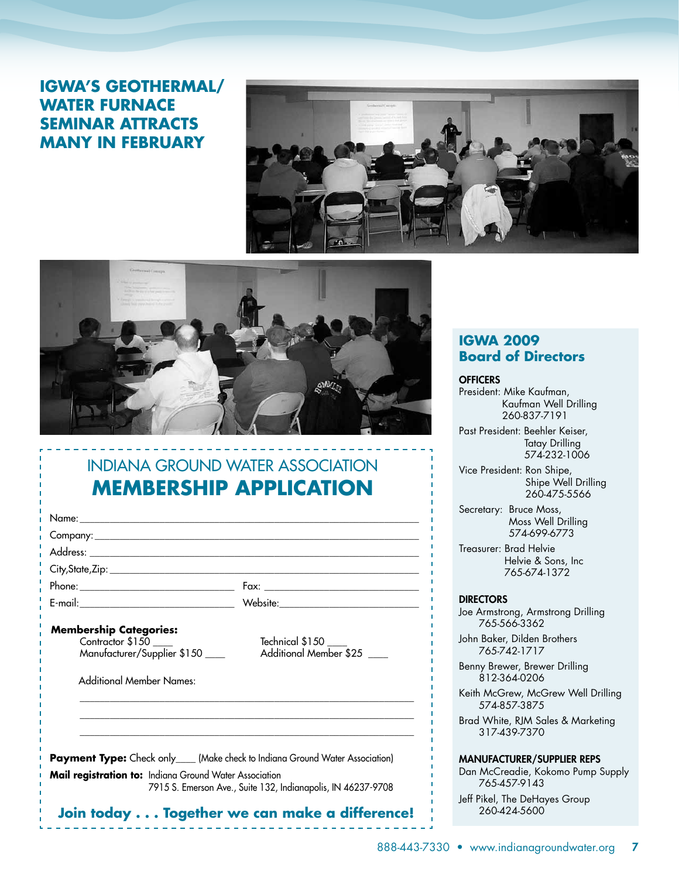# IGWA'S GEOTHERMAL/ WATER FURNACE SEMINAR ATTRACTS MANY IN FEBRUARY

## INDIANA GROUND WATER ASSOCIATION MEMBERSHIP APPLICATION

Name: ______________________________

Company: ______________________________

Address: ______________________________

City,State,Zip: ______________________________

Phone: ______________________________ Fax: ______________________________

E-mail: ______________________________ Website: ______________________________

**Membership Categories:**

Contractor $150 ____

Manufacturer/Supplier $150 ____

Technical $150 ____

Additional Member $25 ____

Additional Member Names:

______________________________

______________________________

______________________________

**Payment Type:** Check only____ (Make check to Indiana Ground Water Association)

**Mail registration to:** Indiana Ground Water Association
7915 S. Emerson Ave., Suite 132, Indianapolis, IN 46237-9708

**Join today . . . Together we can make a difference!**

## IGWA 2009 Board of Directors

**OFFICERS**

President: Mike Kaufman,
Kaufman Well Drilling
260-837-7191

Past President: Beehler Keiser,
Tatay Drilling
574-232-1006

Vice President: Ron Shipe,
Shipe Well Drilling
260-475-5566

Secretary: Bruce Moss,
Moss Well Drilling
574-699-6773

Treasurer: Brad Helvie
Helvie & Sons, Inc
765-674-1372

**DIRECTORS**

Joe Armstrong, Armstrong Drilling
765-566-3362

John Baker, Dilden Brothers
765-742-1717

Benny Brewer, Brewer Drilling
812-364-0206

Keith McGrew, McGrew Well Drilling
574-857-3875

Brad White, RJM Sales & Marketing
317-439-7370

**MANUFACTURER/SUPPLIER REPS**

Dan McCreadie, Kokomo Pump Supply
765-457-9143

Jeff Pikel, The DeHayes Group
260-424-5600

888-443-7330 • www.indianagroundwater.org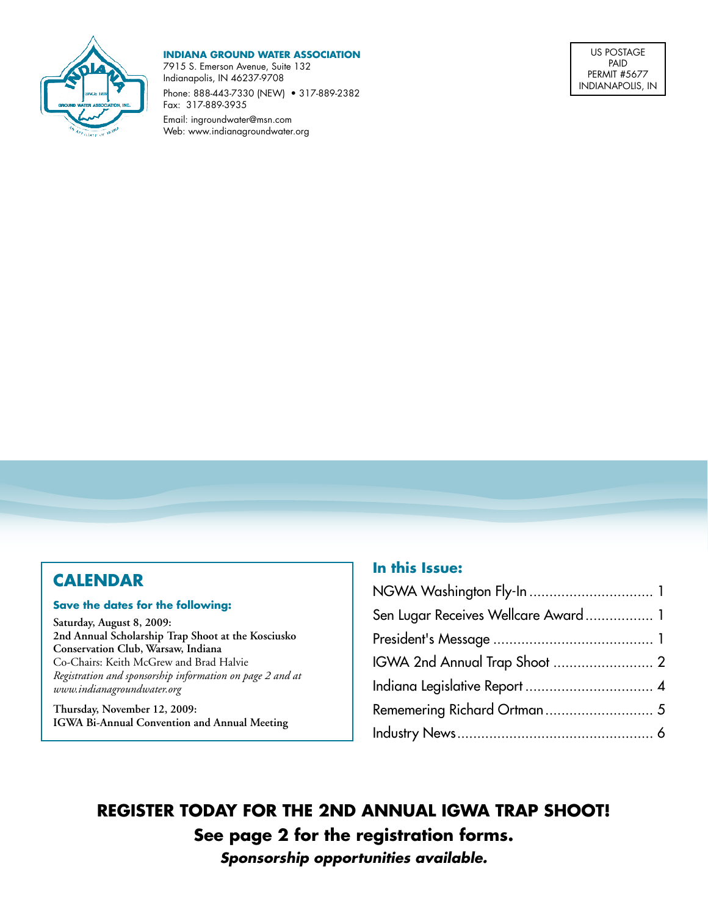**INDIANA GROUND WATER ASSOCIATION**
7915 S. Emerson Avenue, Suite 132
Indianapolis, IN 46237-9708
Phone: 888-443-7330 (NEW) • 317-889-2382
Fax: 317-889-3935
Email: ingroundwater@msn.com
Web: www.indianagroundwater.org

US POSTAGE
PAID
PERMIT #5677
INDIANAPOLIS, IN

## CALENDAR

**Save the dates for the following:**

**Saturday, August 8, 2009:**
**2nd Annual Scholarship Trap Shoot at the Kosciusko Conservation Club, Warsaw, Indiana**
Co-Chairs: Keith McGrew and Brad Halvie
*Registration and sponsorship information on page 2 and at www.indianagroundwater.org*

**Thursday, November 12, 2009:**
**IGWA Bi-Annual Convention and Annual Meeting**

## In this Issue:

- NGWA Washington Fly-In ... 1
- Sen Lugar Receives Wellcare Award ... 1
- President's Message ... 1
- IGWA 2nd Annual Trap Shoot ... 2
- Indiana Legislative Report ... 4
- Rememering Richard Ortman ... 5
- Industry News ... 6

**REGISTER TODAY FOR THE 2ND ANNUAL IGWA TRAP SHOOT!**

**See page 2 for the registration forms.**

***Sponsorship opportunities available.***